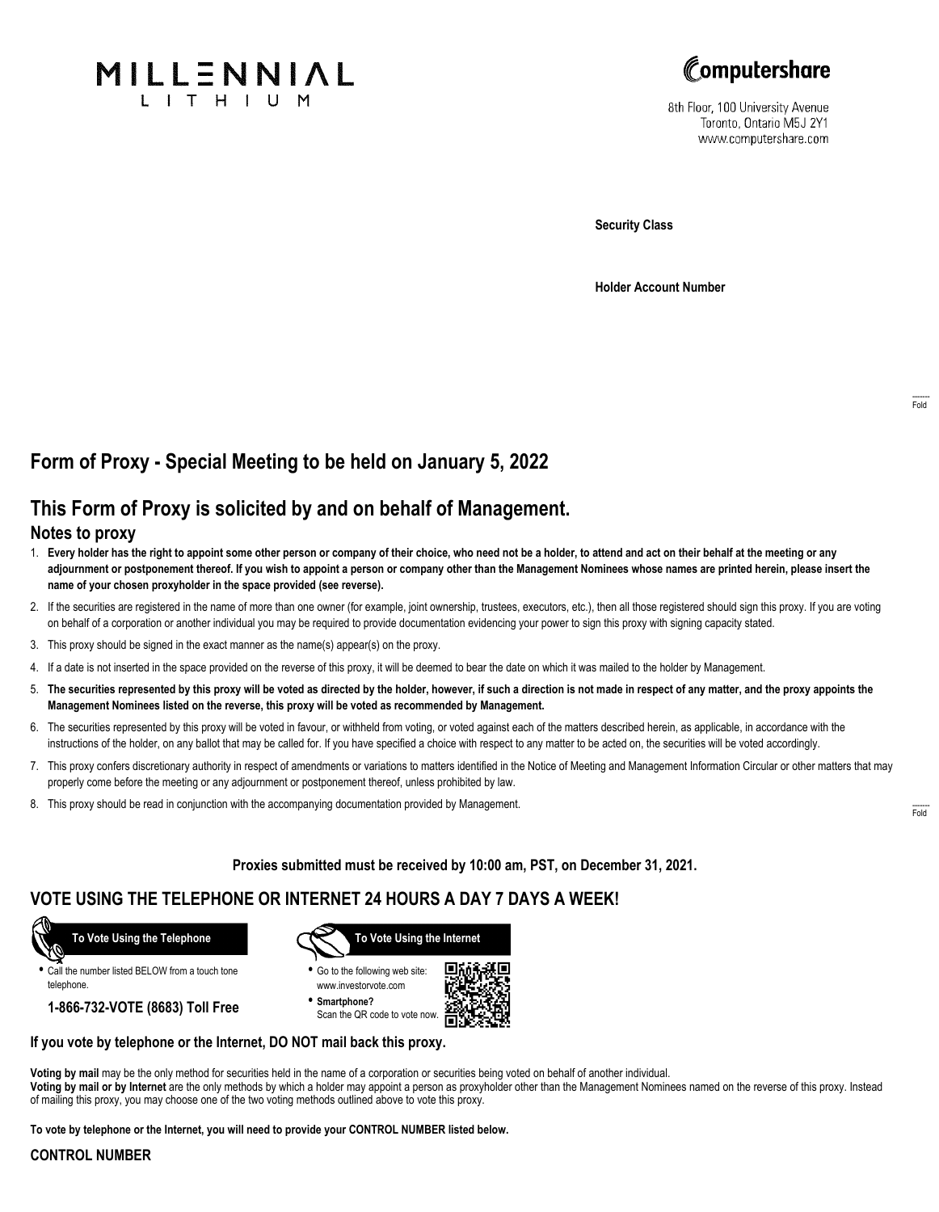MILLENNIAL LITHIUM

Computershare

8th Floor, 100 University Avenue
Toronto, Ontario M5J 2Y1
www.computershare.com

**Security Class**

**Holder Account Number**

## Form of Proxy - Special Meeting to be held on January 5, 2022

## This Form of Proxy is solicited by and on behalf of Management.

### Notes to proxy

1. **Every holder has the right to appoint some other person or company of their choice, who need not be a holder, to attend and act on their behalf at the meeting or any adjournment or postponement thereof. If you wish to appoint a person or company other than the Management Nominees whose names are printed herein, please insert the name of your chosen proxyholder in the space provided (see reverse).**
2. If the securities are registered in the name of more than one owner (for example, joint ownership, trustees, executors, etc.), then all those registered should sign this proxy. If you are voting on behalf of a corporation or another individual you may be required to provide documentation evidencing your power to sign this proxy with signing capacity stated.
3. This proxy should be signed in the exact manner as the name(s) appear(s) on the proxy.
4. If a date is not inserted in the space provided on the reverse of this proxy, it will be deemed to bear the date on which it was mailed to the holder by Management.
5. **The securities represented by this proxy will be voted as directed by the holder, however, if such a direction is not made in respect of any matter, and the proxy appoints the Management Nominees listed on the reverse, this proxy will be voted as recommended by Management.**
6. The securities represented by this proxy will be voted in favour, or withheld from voting, or voted against each of the matters described herein, as applicable, in accordance with the instructions of the holder, on any ballot that may be called for. If you have specified a choice with respect to any matter to be acted on, the securities will be voted accordingly.
7. This proxy confers discretionary authority in respect of amendments or variations to matters identified in the Notice of Meeting and Management Information Circular or other matters that may properly come before the meeting or any adjournment or postponement thereof, unless prohibited by law.
8. This proxy should be read in conjunction with the accompanying documentation provided by Management.

**Proxies submitted must be received by 10:00 am, PST, on December 31, 2021.**

## VOTE USING THE TELEPHONE OR INTERNET 24 HOURS A DAY 7 DAYS A WEEK!

**To Vote Using the Telephone**

- Call the number listed BELOW from a touch tone telephone.

**1-866-732-VOTE (8683) Toll Free**

**To Vote Using the Internet**

- Go to the following web site: www.investorvote.com
- **Smartphone?** Scan the QR code to vote now.

**If you vote by telephone or the Internet, DO NOT mail back this proxy.**

**Voting by mail** may be the only method for securities held in the name of a corporation or securities being voted on behalf of another individual.
**Voting by mail or by Internet** are the only methods by which a holder may appoint a person as proxyholder other than the Management Nominees named on the reverse of this proxy. Instead of mailing this proxy, you may choose one of the two voting methods outlined above to vote this proxy.

**To vote by telephone or the Internet, you will need to provide your CONTROL NUMBER listed below.**

**CONTROL NUMBER**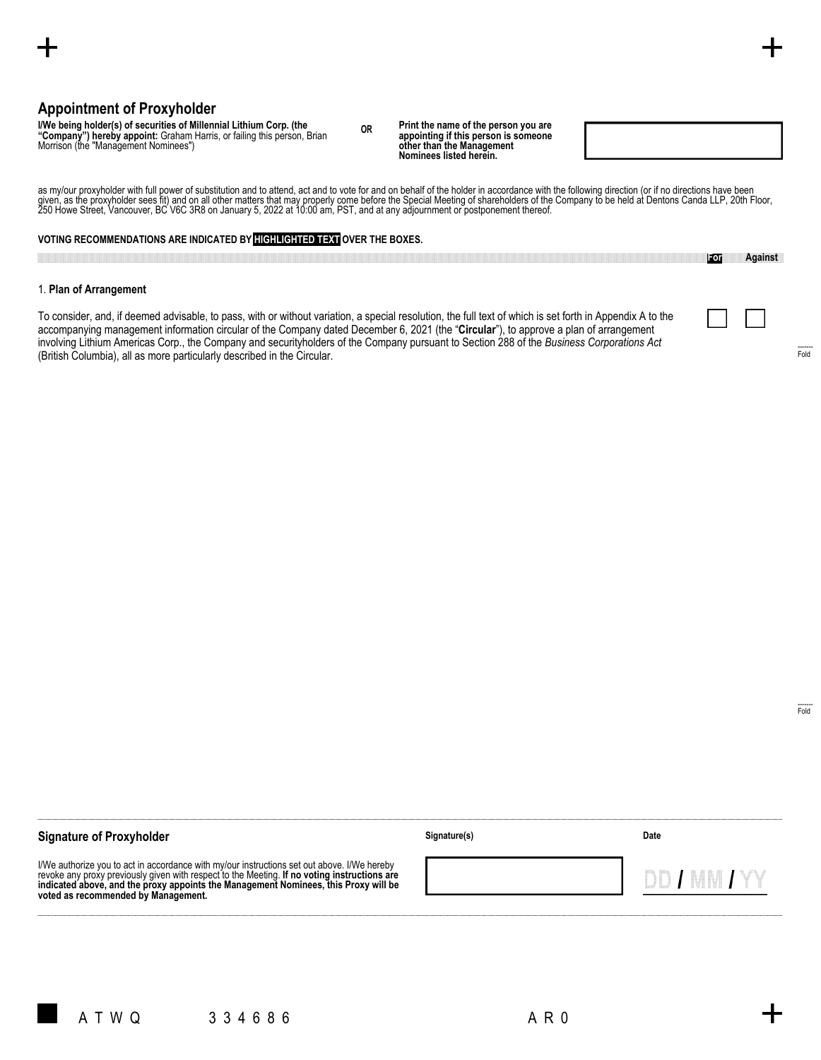## Appointment of Proxyholder

**I/We being holder(s) of securities of Millennial Lithium Corp. (the "Company") hereby appoint:** Graham Harris, or failing this person, Brian Morrison (the "Management Nominees")

**OR**

**Print the name of the person you are appointing if this person is someone other than the Management Nominees listed herein.**

as my/our proxyholder with full power of substitution and to attend, act and to vote for and on behalf of the holder in accordance with the following direction (or if no directions have been given, as the proxyholder sees fit) and on all other matters that may properly come before the Special Meeting of shareholders of the Company to be held at Dentons Canda LLP, 20th Floor, 250 Howe Street, Vancouver, BC V6C 3R8 on January 5, 2022 at 10:00 am, PST, and at any adjournment or postponement thereof.

**VOTING RECOMMENDATIONS ARE INDICATED BY HIGHLIGHTED TEXT OVER THE BOXES.**

| | For | Against |
|---|---|---|
| 1. **Plan of Arrangement**<br><br>To consider, and, if deemed advisable, to pass, with or without variation, a special resolution, the full text of which is set forth in Appendix A to the accompanying management information circular of the Company dated December 6, 2021 (the "**Circular**"), to approve a plan of arrangement involving Lithium Americas Corp., the Company and securityholders of the Company pursuant to Section 288 of the *Business Corporations Act* (British Columbia), all as more particularly described in the Circular. | ☐ | ☐ |

Fold

Fold

## Signature of Proxyholder

I/We authorize you to act in accordance with my/our instructions set out above. I/We hereby revoke any proxy previously given with respect to the Meeting. **If no voting instructions are indicated above, and the proxy appoints the Management Nominees, this Proxy will be voted as recommended by Management.**

**Signature(s)**

**Date**

DD / MM / YY

A T W Q 3 3 4 6 8 6 A R 0